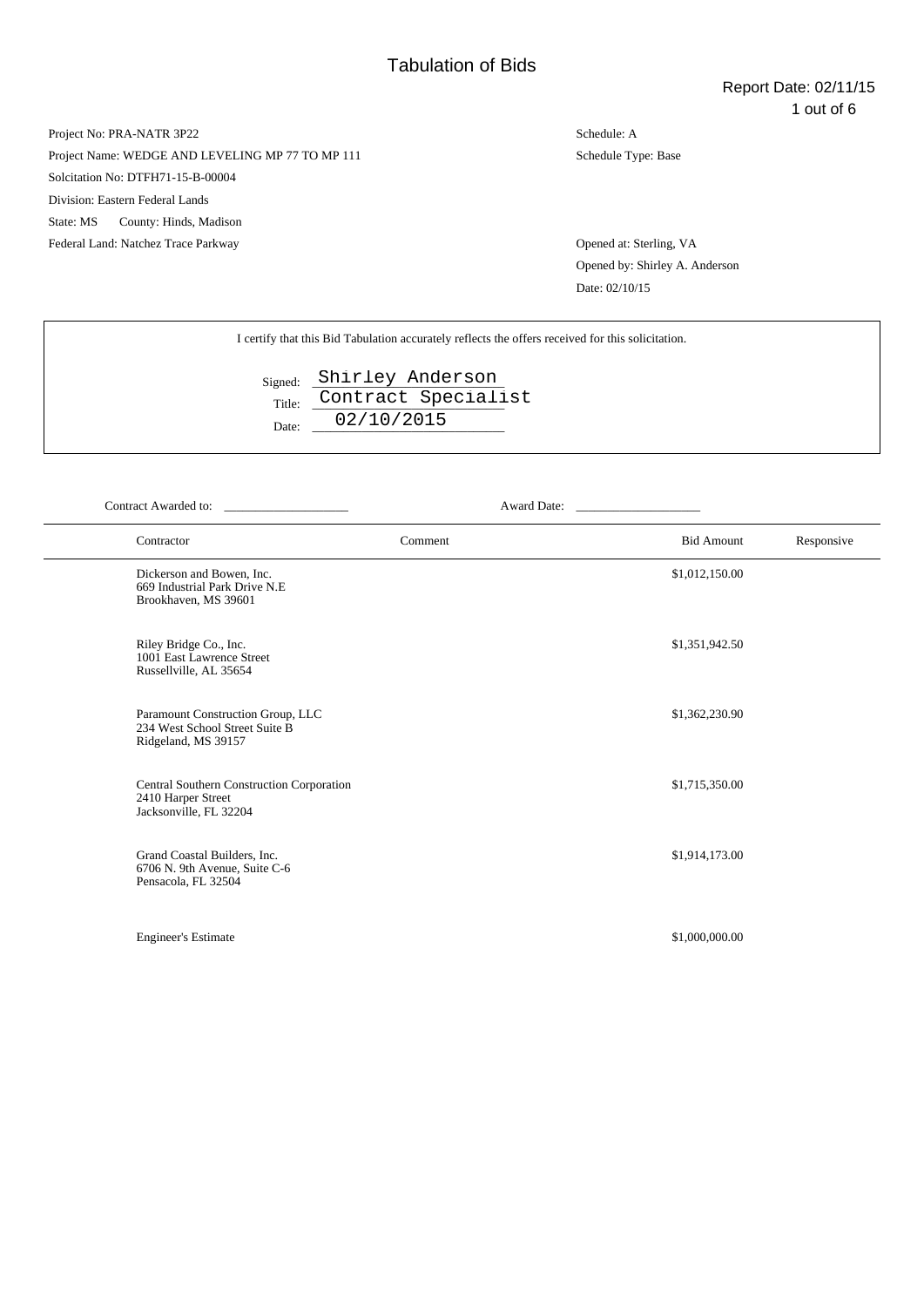# Tabulation of Bids

Report Date: 02/11/15

Project No: PRA-NATR 3P22

Project Name: WEDGE AND LEVELING MP 77 TO MP 111

Solcitation No: DTFH71-15-B-00004

Division: Eastern Federal Lands

State: MS County: Hinds, Madison

Federal Land: Natchez Trace Parkway

Schedule: A

Schedule Type: Base

Opened at: Sterling, VA

Opened by: Shirley A. Anderson

Date: 02/10/15

I certify that this Bid Tabulation accurately reflects the offers received for this solicitation.

Signed: Shirley Anderson

Title: Contract Specialist

Date: 02/10/2015

Contract Awarded to: ____________________ Award Date: ____________________

| Contractor | Comment | Bid Amount | Responsive |
|---|---|---|---|
| Dickerson and Bowen, Inc.<br>669 Industrial Park Drive N.E<br>Brookhaven, MS 39601 | | $1,012,150.00 | |
| Riley Bridge Co., Inc.<br>1001 East Lawrence Street<br>Russellville, AL 35654 | | $1,351,942.50 | |
| Paramount Construction Group, LLC<br>234 West School Street Suite B<br>Ridgeland, MS 39157 | | $1,362,230.90 | |
| Central Southern Construction Corporation<br>2410 Harper Street<br>Jacksonville, FL 32204 | | $1,715,350.00 | |
| Grand Coastal Builders, Inc.<br>6706 N. 9th Avenue, Suite C-6<br>Pensacola, FL 32504 | | $1,914,173.00 | |
| Engineer's Estimate | | $1,000,000.00 | |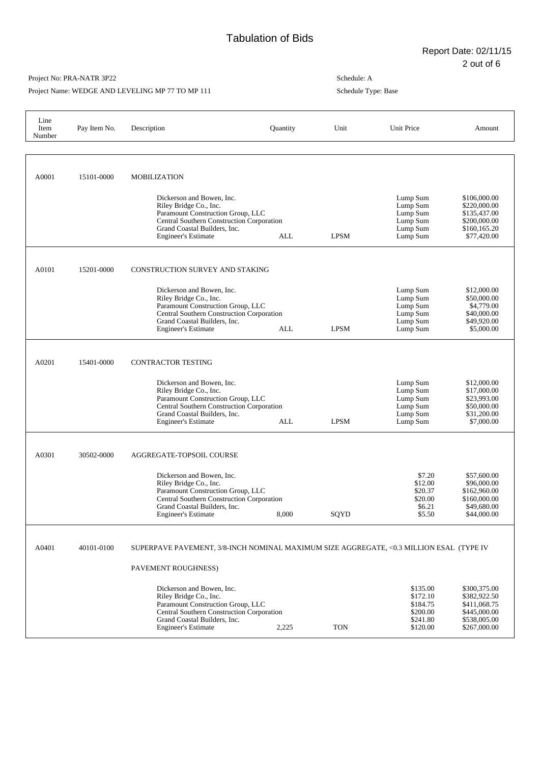# Tabulation of Bids

Report Date: 02/11/15

Project No: PRA-NATR 3P22

Project Name: WEDGE AND LEVELING MP 77 TO MP 111

Schedule: A

Schedule Type: Base

| Line Item Number | Pay Item No. | Description | Quantity | Unit | Unit Price | Amount |
|---|---|---|---|---|---|---|
| A0001 | 15101-0000 | MOBILIZATION | | | | |
| | | Dickerson and Bowen, Inc. | | | Lump Sum | $106,000.00 |
| | | Riley Bridge Co., Inc. | | | Lump Sum | $220,000.00 |
| | | Paramount Construction Group, LLC | | | Lump Sum | $135,437.00 |
| | | Central Southern Construction Corporation | | | Lump Sum | $200,000.00 |
| | | Grand Coastal Builders, Inc. | | | Lump Sum | $160,165.20 |
| | | Engineer's Estimate | ALL | LPSM | Lump Sum | $77,420.00 |
| A0101 | 15201-0000 | CONSTRUCTION SURVEY AND STAKING | | | | |
| | | Dickerson and Bowen, Inc. | | | Lump Sum | $12,000.00 |
| | | Riley Bridge Co., Inc. | | | Lump Sum | $50,000.00 |
| | | Paramount Construction Group, LLC | | | Lump Sum | $4,779.00 |
| | | Central Southern Construction Corporation | | | Lump Sum | $40,000.00 |
| | | Grand Coastal Builders, Inc. | | | Lump Sum | $49,920.00 |
| | | Engineer's Estimate | ALL | LPSM | Lump Sum | $5,000.00 |
| A0201 | 15401-0000 | CONTRACTOR TESTING | | | | |
| | | Dickerson and Bowen, Inc. | | | Lump Sum | $12,000.00 |
| | | Riley Bridge Co., Inc. | | | Lump Sum | $17,000.00 |
| | | Paramount Construction Group, LLC | | | Lump Sum | $23,993.00 |
| | | Central Southern Construction Corporation | | | Lump Sum | $50,000.00 |
| | | Grand Coastal Builders, Inc. | | | Lump Sum | $31,200.00 |
| | | Engineer's Estimate | ALL | LPSM | Lump Sum | $7,000.00 |
| A0301 | 30502-0000 | AGGREGATE-TOPSOIL COURSE | | | | |
| | | Dickerson and Bowen, Inc. | | | $7.20 | $57,600.00 |
| | | Riley Bridge Co., Inc. | | | $12.00 | $96,000.00 |
| | | Paramount Construction Group, LLC | | | $20.37 | $162,960.00 |
| | | Central Southern Construction Corporation | | | $20.00 | $160,000.00 |
| | | Grand Coastal Builders, Inc. | | | $6.21 | $49,680.00 |
| | | Engineer's Estimate | 8,000 | SQYD | $5.50 | $44,000.00 |
| A0401 | 40101-0100 | SUPERPAVE PAVEMENT, 3/8-INCH NOMINAL MAXIMUM SIZE AGGREGATE, <0.3 MILLION ESAL (TYPE IV PAVEMENT ROUGHNESS) | | | | |
| | | Dickerson and Bowen, Inc. | | | $135.00 | $300,375.00 |
| | | Riley Bridge Co., Inc. | | | $172.10 | $382,922.50 |
| | | Paramount Construction Group, LLC | | | $184.75 | $411,068.75 |
| | | Central Southern Construction Corporation | | | $200.00 | $445,000.00 |
| | | Grand Coastal Builders, Inc. | | | $241.80 | $538,005.00 |
| | | Engineer's Estimate | 2,225 | TON | $120.00 | $267,000.00 |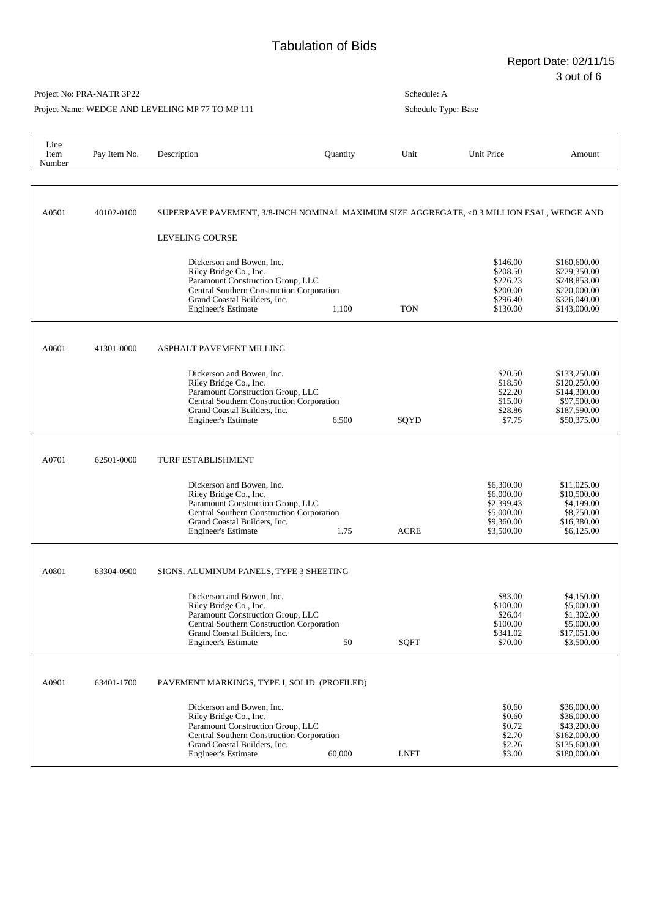# Tabulation of Bids

Report Date: 02/11/15

Project No: PRA-NATR 3P22

Project Name: WEDGE AND LEVELING MP 77 TO MP 111

Schedule: A

Schedule Type: Base

| Line Item Number | Pay Item No. | Description | Quantity | Unit | Unit Price | Amount |
|---|---|---|---|---|---|---|
| A0501 | 40102-0100 | SUPERPAVE PAVEMENT, 3/8-INCH NOMINAL MAXIMUM SIZE AGGREGATE, <0.3 MILLION ESAL, WEDGE AND LEVELING COURSE | | | | |
| | | Dickerson and Bowen, Inc. | | | $146.00 | $160,600.00 |
| | | Riley Bridge Co., Inc. | | | $208.50 | $229,350.00 |
| | | Paramount Construction Group, LLC | | | $226.23 | $248,853.00 |
| | | Central Southern Construction Corporation | | | $200.00 | $220,000.00 |
| | | Grand Coastal Builders, Inc. | | | $296.40 | $326,040.00 |
| | | Engineer's Estimate | 1,100 | TON | $130.00 | $143,000.00 |
| A0601 | 41301-0000 | ASPHALT PAVEMENT MILLING | | | | |
| | | Dickerson and Bowen, Inc. | | | $20.50 | $133,250.00 |
| | | Riley Bridge Co., Inc. | | | $18.50 | $120,250.00 |
| | | Paramount Construction Group, LLC | | | $22.20 | $144,300.00 |
| | | Central Southern Construction Corporation | | | $15.00 | $97,500.00 |
| | | Grand Coastal Builders, Inc. | | | $28.86 | $187,590.00 |
| | | Engineer's Estimate | 6,500 | SQYD | $7.75 | $50,375.00 |
| A0701 | 62501-0000 | TURF ESTABLISHMENT | | | | |
| | | Dickerson and Bowen, Inc. | | | $6,300.00 | $11,025.00 |
| | | Riley Bridge Co., Inc. | | | $6,000.00 | $10,500.00 |
| | | Paramount Construction Group, LLC | | | $2,399.43 | $4,199.00 |
| | | Central Southern Construction Corporation | | | $5,000.00 | $8,750.00 |
| | | Grand Coastal Builders, Inc. | | | $9,360.00 | $16,380.00 |
| | | Engineer's Estimate | 1.75 | ACRE | $3,500.00 | $6,125.00 |
| A0801 | 63304-0900 | SIGNS, ALUMINUM PANELS, TYPE 3 SHEETING | | | | |
| | | Dickerson and Bowen, Inc. | | | $83.00 | $4,150.00 |
| | | Riley Bridge Co., Inc. | | | $100.00 | $5,000.00 |
| | | Paramount Construction Group, LLC | | | $26.04 | $1,302.00 |
| | | Central Southern Construction Corporation | | | $100.00 | $5,000.00 |
| | | Grand Coastal Builders, Inc. | | | $341.02 | $17,051.00 |
| | | Engineer's Estimate | 50 | SQFT | $70.00 | $3,500.00 |
| A0901 | 63401-1700 | PAVEMENT MARKINGS, TYPE I, SOLID (PROFILED) | | | | |
| | | Dickerson and Bowen, Inc. | | | $0.60 | $36,000.00 |
| | | Riley Bridge Co., Inc. | | | $0.60 | $36,000.00 |
| | | Paramount Construction Group, LLC | | | $0.72 | $43,200.00 |
| | | Central Southern Construction Corporation | | | $2.70 | $162,000.00 |
| | | Grand Coastal Builders, Inc. | | | $2.26 | $135,600.00 |
| | | Engineer's Estimate | 60,000 | LNFT | $3.00 | $180,000.00 |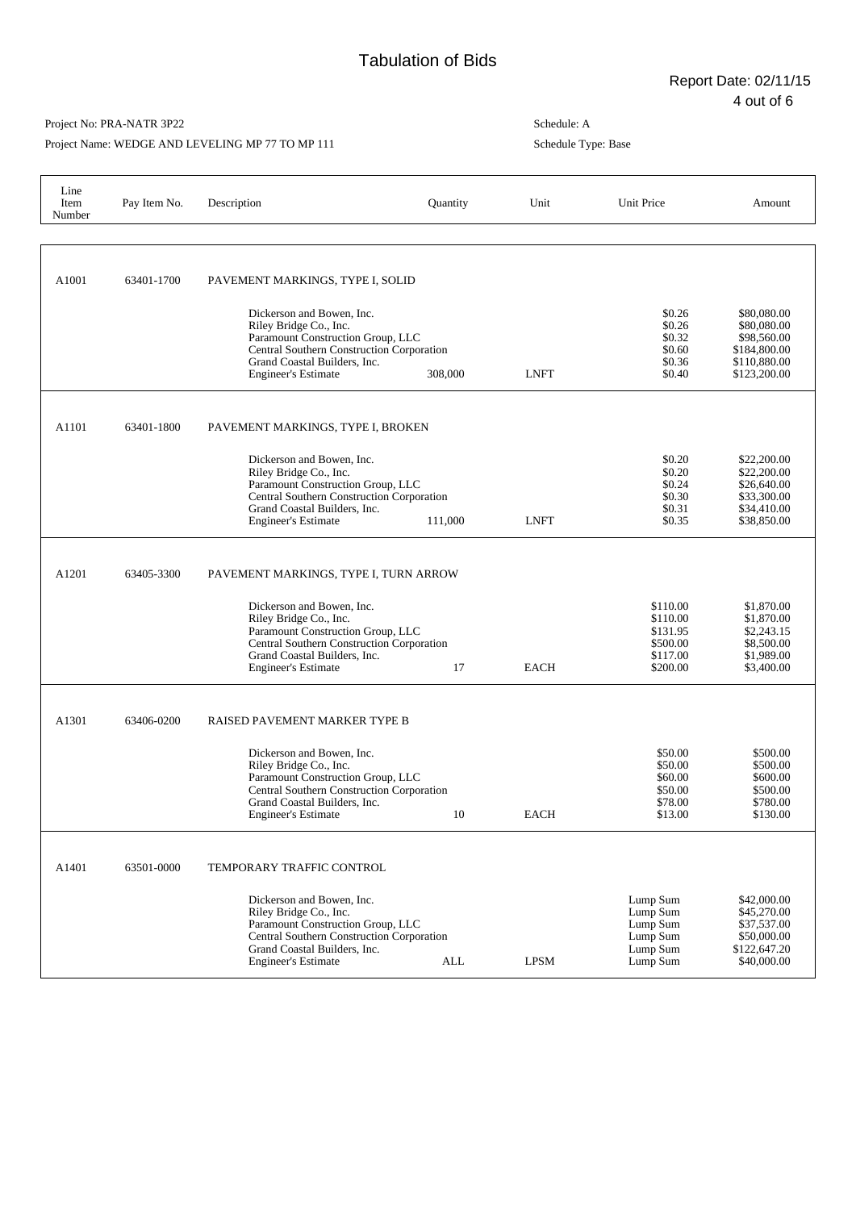# Tabulation of Bids

Report Date: 02/11/15

Project No: PRA-NATR 3P22

Project Name: WEDGE AND LEVELING MP 77 TO MP 111

Schedule: A

Schedule Type: Base

| Line Item Number | Pay Item No. | Description | Quantity | Unit | Unit Price | Amount |
|---|---|---|---|---|---|---|
| A1001 | 63401-1700 | PAVEMENT MARKINGS, TYPE I, SOLID | | | | |
| | | Dickerson and Bowen, Inc. | | | $0.26 | $80,080.00 |
| | | Riley Bridge Co., Inc. | | | $0.26 | $80,080.00 |
| | | Paramount Construction Group, LLC | | | $0.32 | $98,560.00 |
| | | Central Southern Construction Corporation | | | $0.60 | $184,800.00 |
| | | Grand Coastal Builders, Inc. | | | $0.36 | $110,880.00 |
| | | Engineer's Estimate | 308,000 | LNFT | $0.40 | $123,200.00 |
| A1101 | 63401-1800 | PAVEMENT MARKINGS, TYPE I, BROKEN | | | | |
| | | Dickerson and Bowen, Inc. | | | $0.20 | $22,200.00 |
| | | Riley Bridge Co., Inc. | | | $0.20 | $22,200.00 |
| | | Paramount Construction Group, LLC | | | $0.24 | $26,640.00 |
| | | Central Southern Construction Corporation | | | $0.30 | $33,300.00 |
| | | Grand Coastal Builders, Inc. | | | $0.31 | $34,410.00 |
| | | Engineer's Estimate | 111,000 | LNFT | $0.35 | $38,850.00 |
| A1201 | 63405-3300 | PAVEMENT MARKINGS, TYPE I, TURN ARROW | | | | |
| | | Dickerson and Bowen, Inc. | | | $110.00 | $1,870.00 |
| | | Riley Bridge Co., Inc. | | | $110.00 | $1,870.00 |
| | | Paramount Construction Group, LLC | | | $131.95 | $2,243.15 |
| | | Central Southern Construction Corporation | | | $500.00 | $8,500.00 |
| | | Grand Coastal Builders, Inc. | | | $117.00 | $1,989.00 |
| | | Engineer's Estimate | 17 | EACH | $200.00 | $3,400.00 |
| A1301 | 63406-0200 | RAISED PAVEMENT MARKER TYPE B | | | | |
| | | Dickerson and Bowen, Inc. | | | $50.00 | $500.00 |
| | | Riley Bridge Co., Inc. | | | $50.00 | $500.00 |
| | | Paramount Construction Group, LLC | | | $60.00 | $600.00 |
| | | Central Southern Construction Corporation | | | $50.00 | $500.00 |
| | | Grand Coastal Builders, Inc. | | | $78.00 | $780.00 |
| | | Engineer's Estimate | 10 | EACH | $13.00 | $130.00 |
| A1401 | 63501-0000 | TEMPORARY TRAFFIC CONTROL | | | | |
| | | Dickerson and Bowen, Inc. | | | Lump Sum | $42,000.00 |
| | | Riley Bridge Co., Inc. | | | Lump Sum | $45,270.00 |
| | | Paramount Construction Group, LLC | | | Lump Sum | $37,537.00 |
| | | Central Southern Construction Corporation | | | Lump Sum | $50,000.00 |
| | | Grand Coastal Builders, Inc. | | | Lump Sum | $122,647.20 |
| | | Engineer's Estimate | ALL | LPSM | Lump Sum | $40,000.00 |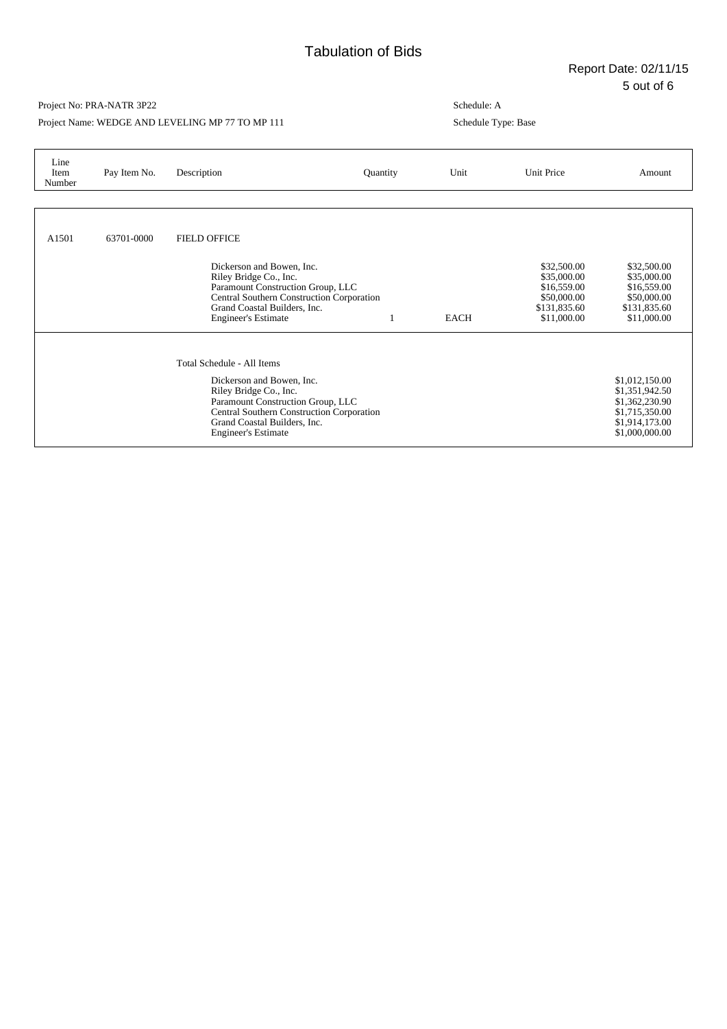# Tabulation of Bids

Report Date: 02/11/15

Project No: PRA-NATR 3P22

Project Name: WEDGE AND LEVELING MP 77 TO MP 111

Schedule: A

Schedule Type: Base

| Line Item Number | Pay Item No. | Description | Quantity | Unit | Unit Price | Amount |
|---|---|---|---|---|---|---|
| A1501 | 63701-0000 | FIELD OFFICE | | | | |
| | | Dickerson and Bowen, Inc. | | | $32,500.00 | $32,500.00 |
| | | Riley Bridge Co., Inc. | | | $35,000.00 | $35,000.00 |
| | | Paramount Construction Group, LLC | | | $16,559.00 | $16,559.00 |
| | | Central Southern Construction Corporation | | | $50,000.00 | $50,000.00 |
| | | Grand Coastal Builders, Inc. | | | $131,835.60 | $131,835.60 |
| | | Engineer's Estimate | 1 | EACH | $11,000.00 | $11,000.00 |
| | | Total Schedule - All Items | | | | |
| | | Dickerson and Bowen, Inc. | | | | $1,012,150.00 |
| | | Riley Bridge Co., Inc. | | | | $1,351,942.50 |
| | | Paramount Construction Group, LLC | | | | $1,362,230.90 |
| | | Central Southern Construction Corporation | | | | $1,715,350.00 |
| | | Grand Coastal Builders, Inc. | | | | $1,914,173.00 |
| | | Engineer's Estimate | | | | $1,000,000.00 |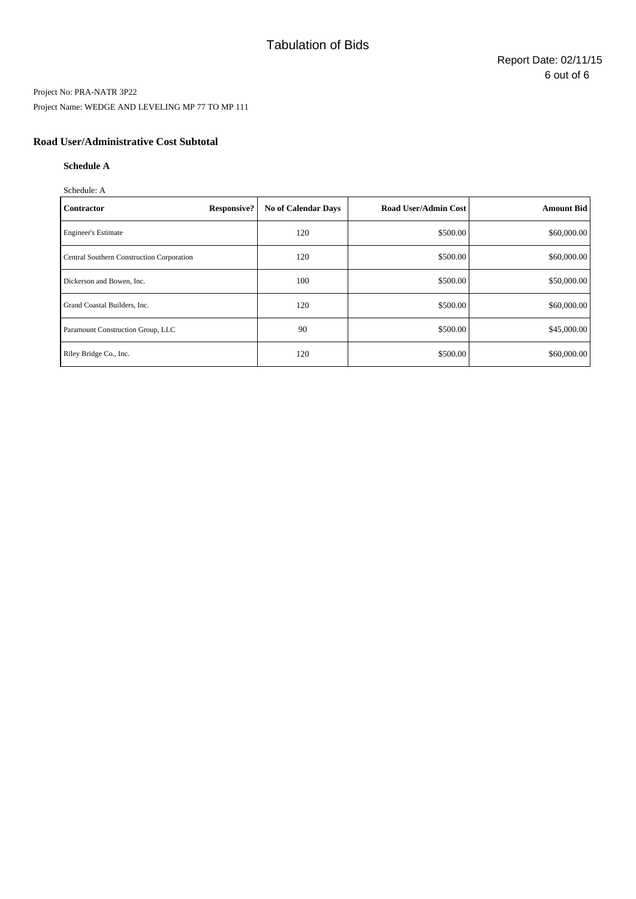# Tabulation of Bids

Report Date: 02/11/15

Project No: PRA-NATR 3P22

Project Name: WEDGE AND LEVELING MP 77 TO MP 111

## Road User/Administrative Cost Subtotal

### Schedule A

Schedule: A

| Contractor | Responsive? | No of Calendar Days | Road User/Admin Cost | Amount Bid |
|---|---|---|---|---|
| Engineer's Estimate | | 120 | $500.00 | $60,000.00 |
| Central Southern Construction Corporation | | 120 | $500.00 | $60,000.00 |
| Dickerson and Bowen, Inc. | | 100 | $500.00 | $50,000.00 |
| Grand Coastal Builders, Inc. | | 120 | $500.00 | $60,000.00 |
| Paramount Construction Group, LLC | | 90 | $500.00 | $45,000.00 |
| Riley Bridge Co., Inc. | | 120 | $500.00 | $60,000.00 |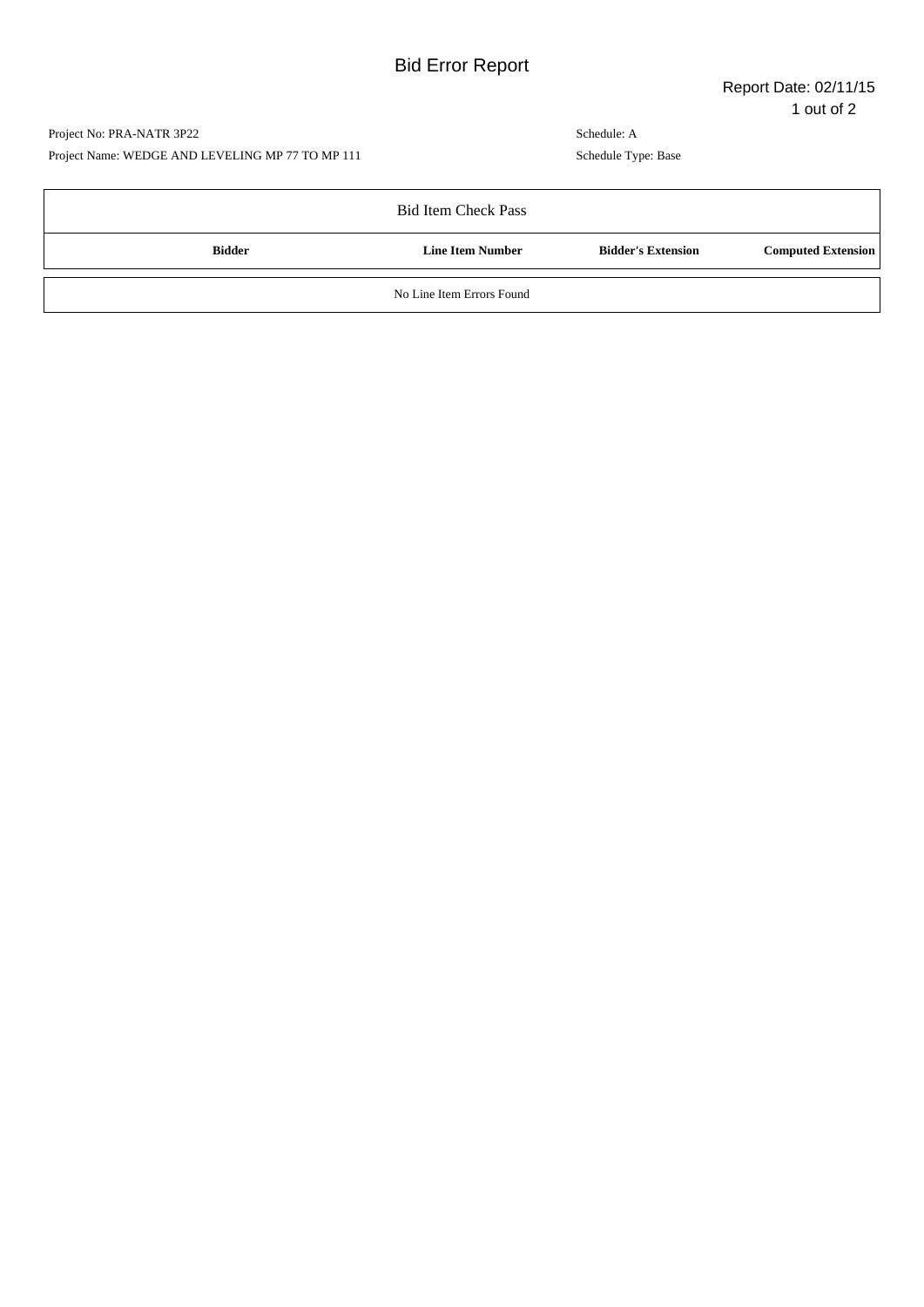# Bid Error Report

Report Date: 02/11/15

Project No: PRA-NATR 3P22

Project Name: WEDGE AND LEVELING MP 77 TO MP 111

Schedule: A

Schedule Type: Base

## Bid Item Check Pass

| Bidder | Line Item Number | Bidder's Extension | Computed Extension |
| --- | --- | --- | --- |
| No Line Item Errors Found | | | |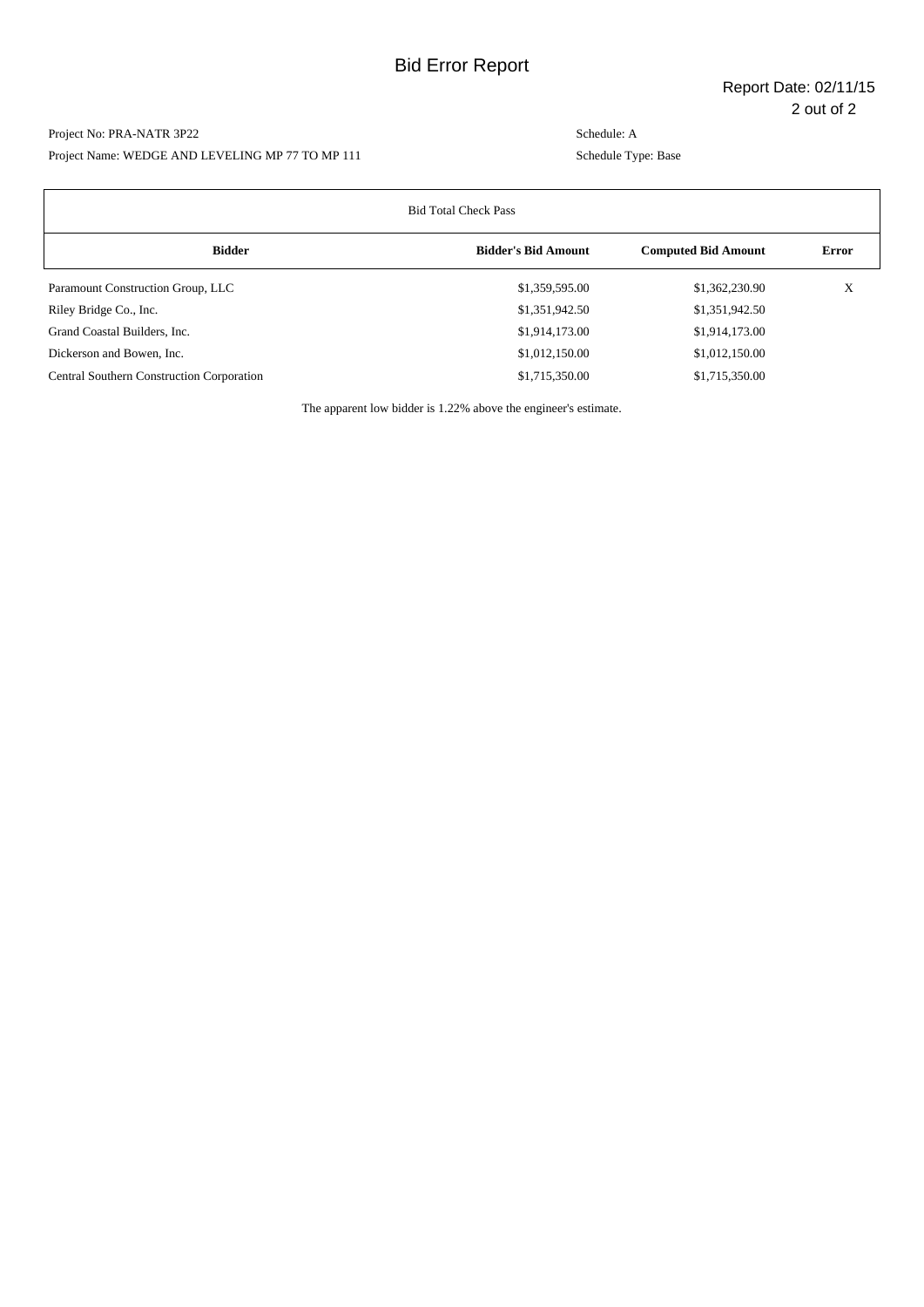# Bid Error Report

Report Date: 02/11/15

Project No: PRA-NATR 3P22

Project Name: WEDGE AND LEVELING MP 77 TO MP 111

Schedule: A

Schedule Type: Base

Bid Total Check Pass

| Bidder | Bidder's Bid Amount | Computed Bid Amount | Error |
|---|---|---|---|
| Paramount Construction Group, LLC | $1,359,595.00 | $1,362,230.90 | X |
| Riley Bridge Co., Inc. | $1,351,942.50 | $1,351,942.50 | |
| Grand Coastal Builders, Inc. | $1,914,173.00 | $1,914,173.00 | |
| Dickerson and Bowen, Inc. | $1,012,150.00 | $1,012,150.00 | |
| Central Southern Construction Corporation | $1,715,350.00 | $1,715,350.00 | |

The apparent low bidder is 1.22% above the engineer's estimate.